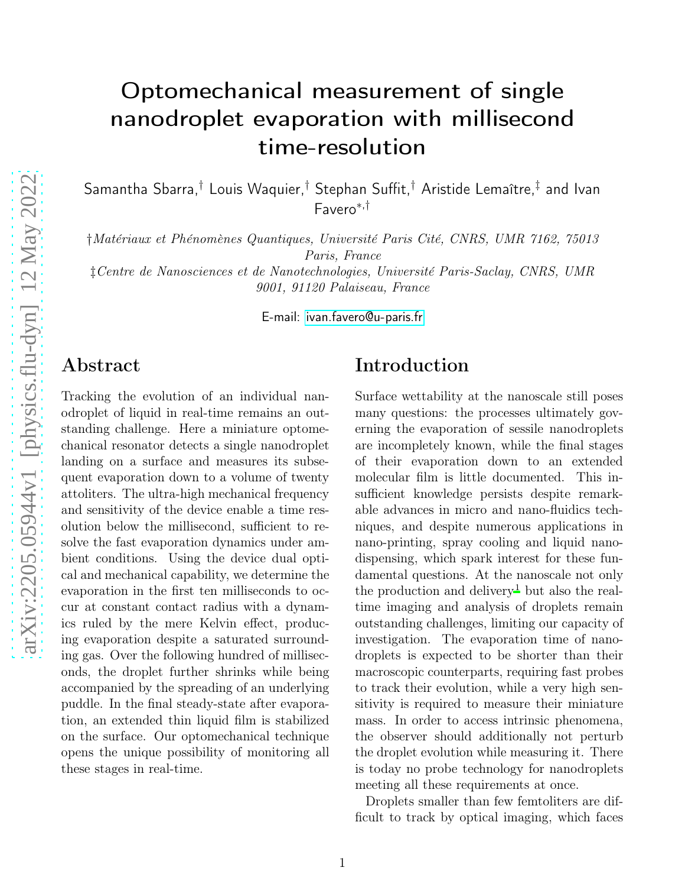# Optomechanical measurement of single nanodroplet evaporation with millisecond time-resolution

Samantha Sbarra,[†] Louis Waquier,[†] Stephan Suffit,[†] Aristide Lemaître,[‡] and Ivan Favero[*,†]

[†]*Matériaux et Phénomènes Quantiques, Université Paris Cité, CNRS, UMR 7162, 75013 Paris, France*

[‡]*Centre de Nanosciences et de Nanotechnologies, Université Paris-Saclay, CNRS, UMR 9001, 91120 Palaiseau, France*

E-mail: ivan.favero@u-paris.fr

## Abstract

Tracking the evolution of an individual nanodroplet of liquid in real-time remains an outstanding challenge. Here a miniature optomechanical resonator detects a single nanodroplet landing on a surface and measures its subsequent evaporation down to a volume of twenty attoliters. The ultra-high mechanical frequency and sensitivity of the device enable a time resolution below the millisecond, sufficient to resolve the fast evaporation dynamics under ambient conditions. Using the device dual optical and mechanical capability, we determine the evaporation in the first ten milliseconds to occur at constant contact radius with a dynamics ruled by the mere Kelvin effect, producing evaporation despite a saturated surrounding gas. Over the following hundred of milliseconds, the droplet further shrinks while being accompanied by the spreading of an underlying puddle. In the final steady-state after evaporation, an extended thin liquid film is stabilized on the surface. Our optomechanical technique opens the unique possibility of monitoring all these stages in real-time.

## Introduction

Surface wettability at the nanoscale still poses many questions: the processes ultimately governing the evaporation of sessile nanodroplets are incompletely known, while the final stages of their evaporation down to an extended molecular film is little documented. This insufficient knowledge persists despite remarkable advances in micro and nano-fluidics techniques, and despite numerous applications in nano-printing, spray cooling and liquid nano-dispensing, which spark interest for these fundamental questions. At the nanoscale not only the production and delivery[1] but also the real-time imaging and analysis of droplets remain outstanding challenges, limiting our capacity of investigation. The evaporation time of nanodroplets is expected to be shorter than their macroscopic counterparts, requiring fast probes to track their evolution, while a very high sensitivity is required to measure their miniature mass. In order to access intrinsic phenomena, the observer should additionally not perturb the droplet evolution while measuring it. There is today no probe technology for nanodroplets meeting all these requirements at once.

Droplets smaller than few femtoliters are difficult to track by optical imaging, which faces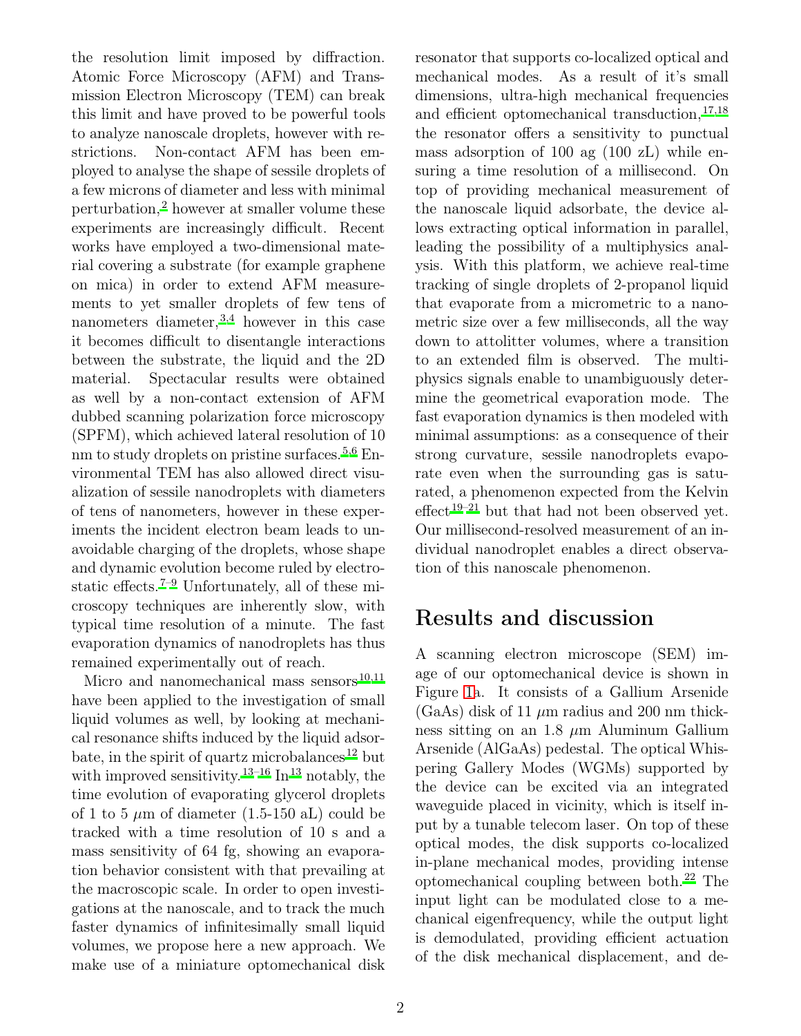the resolution limit imposed by diffraction. Atomic Force Microscopy (AFM) and Transmission Electron Microscopy (TEM) can break this limit and have proved to be powerful tools to analyze nanoscale droplets, however with restrictions. Non-contact AFM has been employed to analyse the shape of sessile droplets of a few microns of diameter and less with minimal perturbation,[2] however at smaller volume these experiments are increasingly difficult. Recent works have employed a two-dimensional material covering a substrate (for example graphene on mica) in order to extend AFM measurements to yet smaller droplets of few tens of nanometers diameter,[3,4] however in this case it becomes difficult to disentangle interactions between the substrate, the liquid and the 2D material. Spectacular results were obtained as well by a non-contact extension of AFM dubbed scanning polarization force microscopy (SPFM), which achieved lateral resolution of 10 nm to study droplets on pristine surfaces.[5,6] Environmental TEM has also allowed direct visualization of sessile nanodroplets with diameters of tens of nanometers, however in these experiments the incident electron beam leads to unavoidable charging of the droplets, whose shape and dynamic evolution become ruled by electrostatic effects.[7–9] Unfortunately, all of these microscopy techniques are inherently slow, with typical time resolution of a minute. The fast evaporation dynamics of nanodroplets has thus remained experimentally out of reach.

Micro and nanomechanical mass sensors[10,11] have been applied to the investigation of small liquid volumes as well, by looking at mechanical resonance shifts induced by the liquid adsorbate, in the spirit of quartz microbalances[12] but with improved sensitivity.[13–16] In[13] notably, the time evolution of evaporating glycerol droplets of 1 to 5 $\mu$m of diameter (1.5-150 aL) could be tracked with a time resolution of 10 s and a mass sensitivity of 64 fg, showing an evaporation behavior consistent with that prevailing at the macroscopic scale. In order to open investigations at the nanoscale, and to track the much faster dynamics of infinitesimally small liquid volumes, we propose here a new approach. We make use of a miniature optomechanical disk resonator that supports co-localized optical and mechanical modes. As a result of it's small dimensions, ultra-high mechanical frequencies and efficient optomechanical transduction,[17,18] the resonator offers a sensitivity to punctual mass adsorption of 100 ag (100 zL) while ensuring a time resolution of a millisecond. On top of providing mechanical measurement of the nanoscale liquid adsorbate, the device allows extracting optical information in parallel, leading the possibility of a multiphysics analysis. With this platform, we achieve real-time tracking of single droplets of 2-propanol liquid that evaporate from a micrometric to a nanometric size over a few milliseconds, all the way down to attolitter volumes, where a transition to an extended film is observed. The multiphysics signals enable to unambiguously determine the geometrical evaporation mode. The fast evaporation dynamics is then modeled with minimal assumptions: as a consequence of their strong curvature, sessile nanodroplets evaporate even when the surrounding gas is saturated, a phenomenon expected from the Kelvin effect[19–21] but that had not been observed yet. Our millisecond-resolved measurement of an individual nanodroplet enables a direct observation of this nanoscale phenomenon.

## Results and discussion

A scanning electron microscope (SEM) image of our optomechanical device is shown in Figure 1a. It consists of a Gallium Arsenide (GaAs) disk of 11 $\mu$m radius and 200 nm thickness sitting on an 1.8 $\mu$m Aluminum Gallium Arsenide (AlGaAs) pedestal. The optical Whispering Gallery Modes (WGMs) supported by the device can be excited via an integrated waveguide placed in vicinity, which is itself input by a tunable telecom laser. On top of these optical modes, the disk supports co-localized in-plane mechanical modes, providing intense optomechanical coupling between both.[22] The input light can be modulated close to a mechanical eigenfrequency, while the output light is demodulated, providing efficient actuation of the disk mechanical displacement, and de-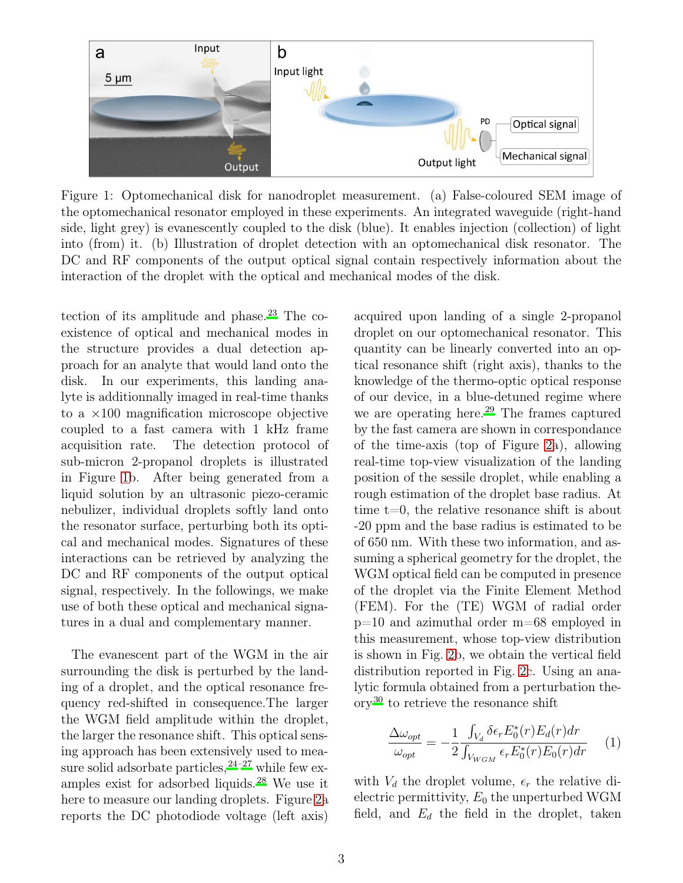Figure 1: Optomechanical disk for nanodroplet measurement. (a) False-coloured SEM image of the optomechanical resonator employed in these experiments. An integrated waveguide (right-hand side, light grey) is evanescently coupled to the disk (blue). It enables injection (collection) of light into (from) it. (b) Illustration of droplet detection with an optomechanical disk resonator. The DC and RF components of the output optical signal contain respectively information about the interaction of the droplet with the optical and mechanical modes of the disk.

tection of its amplitude and phase.[23] The co-existence of optical and mechanical modes in the structure provides a dual detection approach for an analyte that would land onto the disk. In our experiments, this landing analyte is additionnally imaged in real-time thanks to a ×100 magnification microscope objective coupled to a fast camera with 1 kHz frame acquisition rate. The detection protocol of sub-micron 2-propanol droplets is illustrated in Figure 1b. After being generated from a liquid solution by an ultrasonic piezo-ceramic nebulizer, individual droplets softly land onto the resonator surface, perturbing both its optical and mechanical modes. Signatures of these interactions can be retrieved by analyzing the DC and RF components of the output optical signal, respectively. In the followings, we make use of both these optical and mechanical signatures in a dual and complementary manner.

The evanescent part of the WGM in the air surrounding the disk is perturbed by the landing of a droplet, and the optical resonance frequency red-shifted in consequence.The larger the WGM field amplitude within the droplet, the larger the resonance shift. This optical sensing approach has been extensively used to measure solid adsorbate particles,[24–27] while few examples exist for adsorbed liquids.[28] We use it here to measure our landing droplets. Figure 2a reports the DC photodiode voltage (left axis) acquired upon landing of a single 2-propanol droplet on our optomechanical resonator. This quantity can be linearly converted into an optical resonance shift (right axis), thanks to the knowledge of the thermo-optic optical response of our device, in a blue-detuned regime where we are operating here.[29] The frames captured by the fast camera are shown in correspondance of the time-axis (top of Figure 2a), allowing real-time top-view visualization of the landing position of the sessile droplet, while enabling a rough estimation of the droplet base radius. At time t=0, the relative resonance shift is about -20 ppm and the base radius is estimated to be of 650 nm. With these two information, and assuming a spherical geometry for the droplet, the WGM optical field can be computed in presence of the droplet via the Finite Element Method (FEM). For the (TE) WGM of radial order p=10 and azimuthal order m=68 employed in this measurement, whose top-view distribution is shown in Fig. 2b, we obtain the vertical field distribution reported in Fig. 2c. Using an analytic formula obtained from a perturbation theory[30] to retrieve the resonance shift

$$\frac{\Delta\omega_{opt}}{\omega_{opt}} = -\frac{1}{2}\frac{\int_{V_d} \delta\epsilon_r E_0^*(r)E_d(r)dr}{\int_{V_{WGM}} \epsilon_r E_0^*(r)E_0(r)dr} \quad (1)$$

with $V_d$ the droplet volume, $\epsilon_r$ the relative dielectric permittivity, $E_0$ the unperturbed WGM field, and $E_d$ the field in the droplet, taken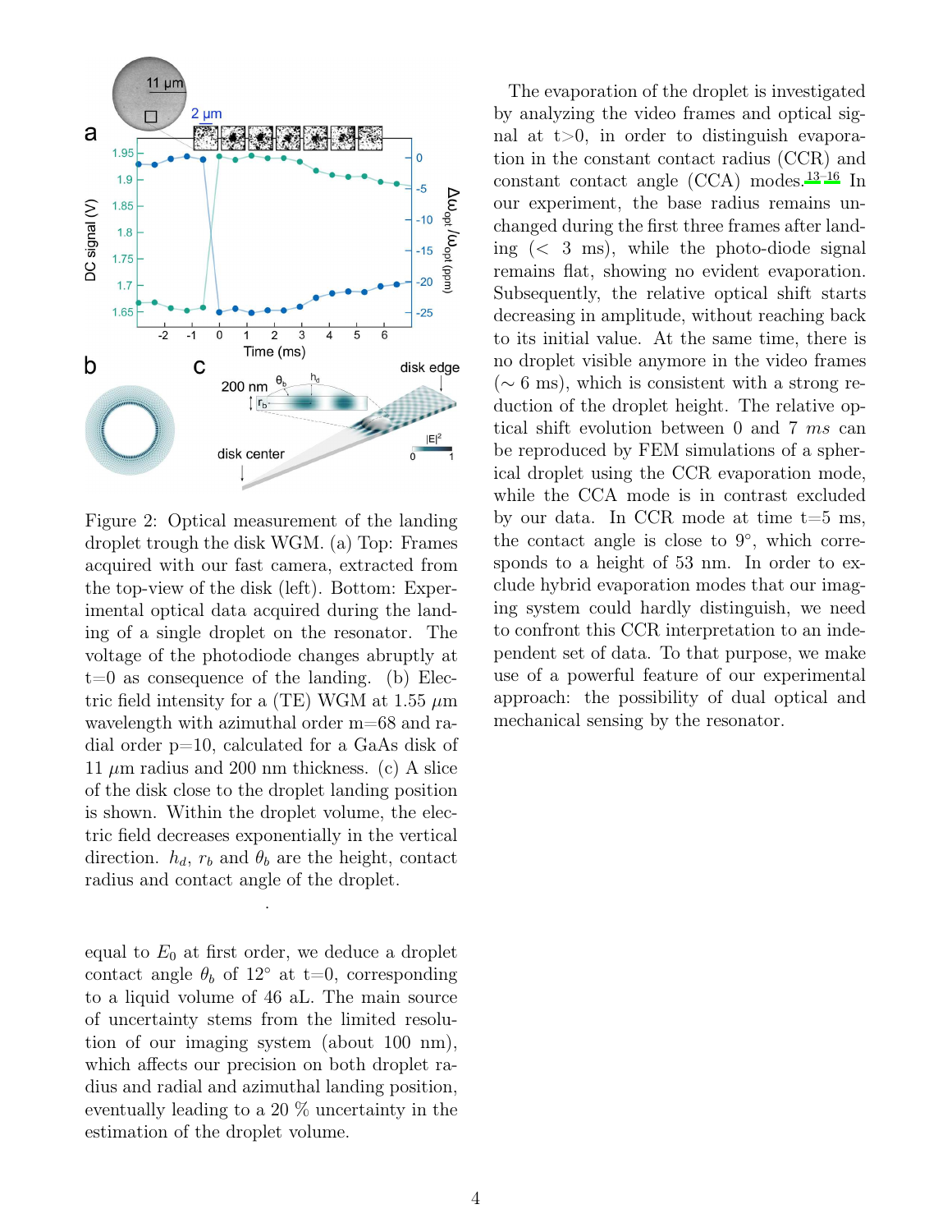Figure 2: Optical measurement of the landing droplet trough the disk WGM. (a) Top: Frames acquired with our fast camera, extracted from the top-view of the disk (left). Bottom: Experimental optical data acquired during the landing of a single droplet on the resonator. The voltage of the photodiode changes abruptly at t=0 as consequence of the landing. (b) Electric field intensity for a (TE) WGM at 1.55 $\mu$m wavelength with azimuthal order m=68 and radial order p=10, calculated for a GaAs disk of 11 $\mu$m radius and 200 nm thickness. (c) A slice of the disk close to the droplet landing position is shown. Within the droplet volume, the electric field decreases exponentially in the vertical direction. $h_d$, $r_b$ and $\theta_b$ are the height, contact radius and contact angle of the droplet.

equal to $E_0$ at first order, we deduce a droplet contact angle $\theta_b$ of 12° at t=0, corresponding to a liquid volume of 46 aL. The main source of uncertainty stems from the limited resolution of our imaging system (about 100 nm), which affects our precision on both droplet radius and radial and azimuthal landing position, eventually leading to a 20 % uncertainty in the estimation of the droplet volume.

The evaporation of the droplet is investigated by analyzing the video frames and optical signal at t>0, in order to distinguish evaporation in the constant contact radius (CCR) and constant contact angle (CCA) modes.[13–16] In our experiment, the base radius remains unchanged during the first three frames after landing (< 3 ms), while the photo-diode signal remains flat, showing no evident evaporation. Subsequently, the relative optical shift starts decreasing in amplitude, without reaching back to its initial value. At the same time, there is no droplet visible anymore in the video frames (∼ 6 ms), which is consistent with a strong reduction of the droplet height. The relative optical shift evolution between 0 and 7 *ms* can be reproduced by FEM simulations of a spherical droplet using the CCR evaporation mode, while the CCA mode is in contrast excluded by our data. In CCR mode at time t=5 ms, the contact angle is close to 9°, which corresponds to a height of 53 nm. In order to exclude hybrid evaporation modes that our imaging system could hardly distinguish, we need to confront this CCR interpretation to an independent set of data. To that purpose, we make use of a powerful feature of our experimental approach: the possibility of dual optical and mechanical sensing by the resonator.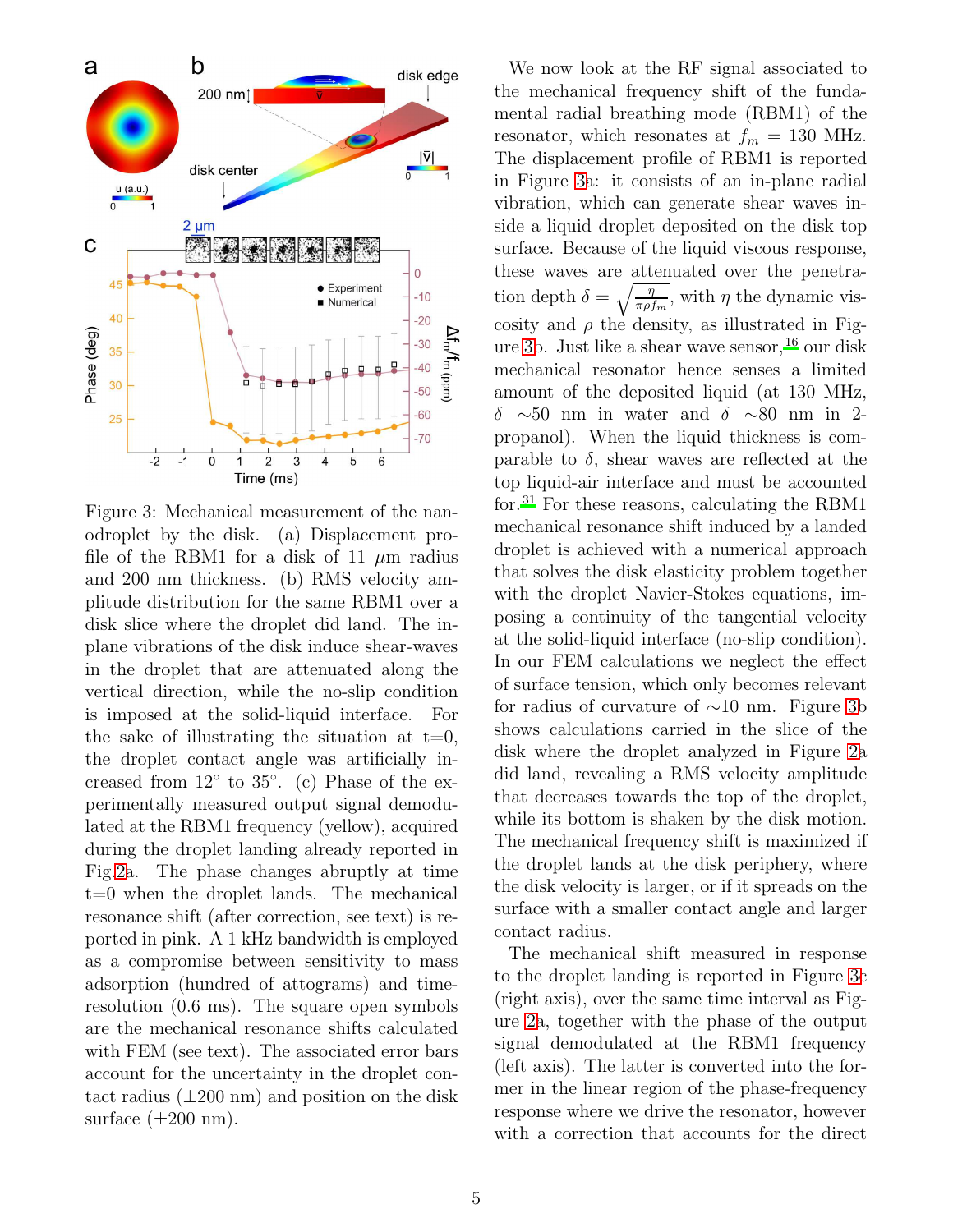Figure 3: Mechanical measurement of the nanodroplet by the disk. (a) Displacement profile of the RBM1 for a disk of 11 $\mu$m radius and 200 nm thickness. (b) RMS velocity amplitude distribution for the same RBM1 over a disk slice where the droplet did land. The in-plane vibrations of the disk induce shear-waves in the droplet that are attenuated along the vertical direction, while the no-slip condition is imposed at the solid-liquid interface. For the sake of illustrating the situation at t=0, the droplet contact angle was artificially increased from 12° to 35°. (c) Phase of the experimentally measured output signal demodulated at the RBM1 frequency (yellow), acquired during the droplet landing already reported in Fig.2a. The phase changes abruptly at time t=0 when the droplet lands. The mechanical resonance shift (after correction, see text) is reported in pink. A 1 kHz bandwidth is employed as a compromise between sensitivity to mass adsorption (hundred of attograms) and time-resolution (0.6 ms). The square open symbols are the mechanical resonance shifts calculated with FEM (see text). The associated error bars account for the uncertainty in the droplet contact radius (±200 nm) and position on the disk surface (±200 nm).

We now look at the RF signal associated to the mechanical frequency shift of the fundamental radial breathing mode (RBM1) of the resonator, which resonates at $f_m = 130$ MHz. The displacement profile of RBM1 is reported in Figure 3a: it consists of an in-plane radial vibration, which can generate shear waves inside a liquid droplet deposited on the disk top surface. Because of the liquid viscous response, these waves are attenuated over the penetration depth $\delta = \sqrt{\frac{\eta}{\pi \rho f_m}}$, with $\eta$ the dynamic viscosity and $\rho$ the density, as illustrated in Figure 3b. Just like a shear wave sensor,[16] our disk mechanical resonator hence senses a limited amount of the deposited liquid (at 130 MHz, $\delta$ ∼50 nm in water and $\delta$ ∼80 nm in 2-propanol). When the liquid thickness is comparable to $\delta$, shear waves are reflected at the top liquid-air interface and must be accounted for.[31] For these reasons, calculating the RBM1 mechanical resonance shift induced by a landed droplet is achieved with a numerical approach that solves the disk elasticity problem together with the droplet Navier-Stokes equations, imposing a continuity of the tangential velocity at the solid-liquid interface (no-slip condition). In our FEM calculations we neglect the effect of surface tension, which only becomes relevant for radius of curvature of ∼10 nm. Figure 3b shows calculations carried in the slice of the disk where the droplet analyzed in Figure 2a did land, revealing a RMS velocity amplitude that decreases towards the top of the droplet, while its bottom is shaken by the disk motion. The mechanical frequency shift is maximized if the droplet lands at the disk periphery, where the disk velocity is larger, or if it spreads on the surface with a smaller contact angle and larger contact radius.

The mechanical shift measured in response to the droplet landing is reported in Figure 3c (right axis), over the same time interval as Figure 2a, together with the phase of the output signal demodulated at the RBM1 frequency (left axis). The latter is converted into the former in the linear region of the phase-frequency response where we drive the resonator, however with a correction that accounts for the direct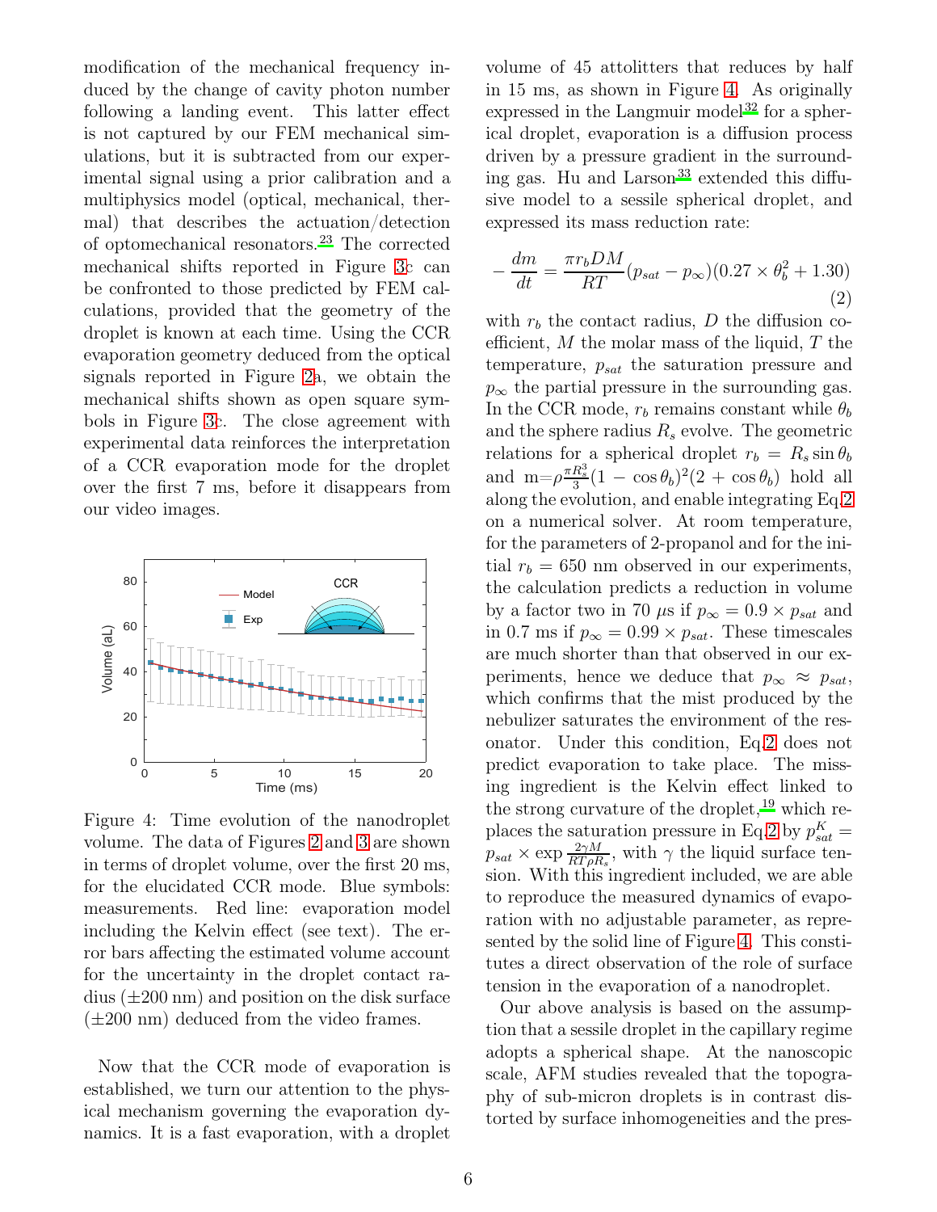modification of the mechanical frequency induced by the change of cavity photon number following a landing event. This latter effect is not captured by our FEM mechanical simulations, but it is subtracted from our experimental signal using a prior calibration and a multiphysics model (optical, mechanical, thermal) that describes the actuation/detection of optomechanical resonators.[23] The corrected mechanical shifts reported in Figure 3c can be confronted to those predicted by FEM calculations, provided that the geometry of the droplet is known at each time. Using the CCR evaporation geometry deduced from the optical signals reported in Figure 2a, we obtain the mechanical shifts shown as open square symbols in Figure 3c. The close agreement with experimental data reinforces the interpretation of a CCR evaporation mode for the droplet over the first 7 ms, before it disappears from our video images.

Figure 4: Time evolution of the nanodroplet volume. The data of Figures 2 and 3 are shown in terms of droplet volume, over the first 20 ms, for the elucidated CCR mode. Blue symbols: measurements. Red line: evaporation model including the Kelvin effect (see text). The error bars affecting the estimated volume account for the uncertainty in the droplet contact radius (±200 nm) and position on the disk surface (±200 nm) deduced from the video frames.

Now that the CCR mode of evaporation is established, we turn our attention to the physical mechanism governing the evaporation dynamics. It is a fast evaporation, with a droplet volume of 45 attolitters that reduces by half in 15 ms, as shown in Figure 4. As originally expressed in the Langmuir model[32] for a spherical droplet, evaporation is a diffusion process driven by a pressure gradient in the surrounding gas. Hu and Larson[33] extended this diffusive model to a sessile spherical droplet, and expressed its mass reduction rate:

$$-\frac{dm}{dt} = \frac{\pi r_b D M}{RT}(p_{sat} - p_\infty)(0.27 \times \theta_b^2 + 1.30) \tag{2}$$

with $r_b$ the contact radius, $D$ the diffusion coefficient, $M$ the molar mass of the liquid, $T$ the temperature, $p_{sat}$ the saturation pressure and $p_\infty$ the partial pressure in the surrounding gas. In the CCR mode, $r_b$ remains constant while $\theta_b$ and the sphere radius $R_s$ evolve. The geometric relations for a spherical droplet $r_b = R_s \sin\theta_b$ and $m = \rho\frac{\pi R_s^3}{3}(1 - \cos\theta_b)^2(2 + \cos\theta_b)$ hold all along the evolution, and enable integrating Eq.2 on a numerical solver. At room temperature, for the parameters of 2-propanol and for the initial $r_b = 650$ nm observed in our experiments, the calculation predicts a reduction in volume by a factor two in 70 $\mu$s if $p_\infty = 0.9 \times p_{sat}$ and in 0.7 ms if $p_\infty = 0.99 \times p_{sat}$. These timescales are much shorter than that observed in our experiments, hence we deduce that $p_\infty \approx p_{sat}$, which confirms that the mist produced by the nebulizer saturates the environment of the resonator. Under this condition, Eq.2 does not predict evaporation to take place. The missing ingredient is the Kelvin effect linked to the strong curvature of the droplet,[19] which replaces the saturation pressure in Eq.2 by $p_{sat}^K = p_{sat} \times \exp\frac{2\gamma M}{RT\rho R_s}$, with $\gamma$ the liquid surface tension. With this ingredient included, we are able to reproduce the measured dynamics of evaporation with no adjustable parameter, as represented by the solid line of Figure 4. This constitutes a direct observation of the role of surface tension in the evaporation of a nanodroplet.

Our above analysis is based on the assumption that a sessile droplet in the capillary regime adopts a spherical shape. At the nanoscopic scale, AFM studies revealed that the topography of sub-micron droplets is in contrast distorted by surface inhomogeneities and the pres-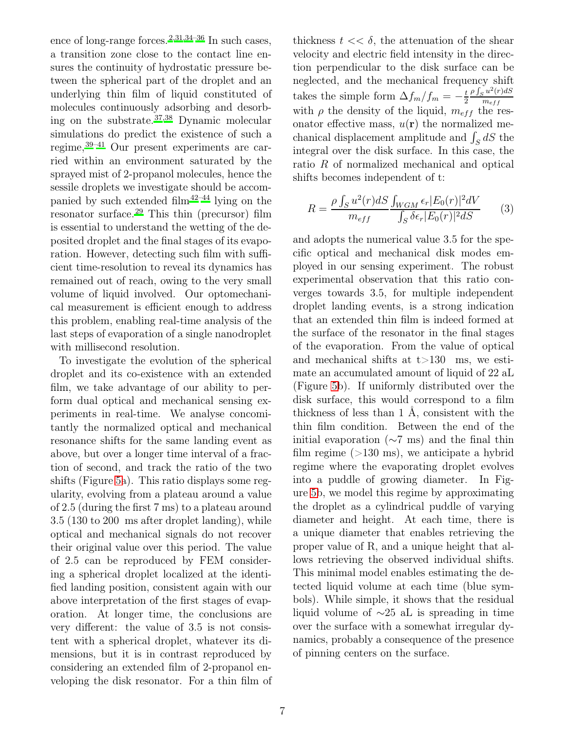ence of long-range forces.[2,31,34–36] In such cases, a transition zone close to the contact line ensures the continuity of hydrostatic pressure between the spherical part of the droplet and an underlying thin film of liquid constituted of molecules continuously adsorbing and desorbing on the substrate.[37,38] Dynamic molecular simulations do predict the existence of such a regime,[39–41] Our present experiments are carried within an environment saturated by the sprayed mist of 2-propanol molecules, hence the sessile droplets we investigate should be accompanied by such extended film[42–44] lying on the resonator surface.[29] This thin (precursor) film is essential to understand the wetting of the deposited droplet and the final stages of its evaporation. However, detecting such film with sufficient time-resolution to reveal its dynamics has remained out of reach, owing to the very small volume of liquid involved. Our optomechanical measurement is efficient enough to address this problem, enabling real-time analysis of the last steps of evaporation of a single nanodroplet with millisecond resolution.

To investigate the evolution of the spherical droplet and its co-existence with an extended film, we take advantage of our ability to perform dual optical and mechanical sensing experiments in real-time. We analyse concomitantly the normalized optical and mechanical resonance shifts for the same landing event as above, but over a longer time interval of a fraction of second, and track the ratio of the two shifts (Figure 5a). This ratio displays some regularity, evolving from a plateau around a value of 2.5 (during the first 7 ms) to a plateau around 3.5 (130 to 200 ms after droplet landing), while optical and mechanical signals do not recover their original value over this period. The value of 2.5 can be reproduced by FEM considering a spherical droplet localized at the identified landing position, consistent again with our above interpretation of the first stages of evaporation. At longer time, the conclusions are very different: the value of 3.5 is not consistent with a spherical droplet, whatever its dimensions, but it is in contrast reproduced by considering an extended film of 2-propanol enveloping the disk resonator. For a thin film of thickness $t << \delta$, the attenuation of the shear velocity and electric field intensity in the direction perpendicular to the disk surface can be neglected, and the mechanical frequency shift takes the simple form $\Delta f_m / f_m = -\frac{t}{2} \frac{\rho \int_S u^2(r) dS}{m_{eff}}$ with $\rho$ the density of the liquid, $m_{eff}$ the resonator effective mass, $u(\mathbf{r})$ the normalized mechanical displacement amplitude and $\int_S dS$ the integral over the disk surface. In this case, the ratio $R$ of normalized mechanical and optical shifts becomes independent of t:

$$R = \frac{\rho \int_S u^2(r) dS}{m_{eff}} \frac{\int_{WGM} \epsilon_r |E_0(r)|^2 dV}{\int_S \delta\epsilon_r |E_0(r)|^2 dS} \qquad (3)$$

and adopts the numerical value 3.5 for the specific optical and mechanical disk modes employed in our sensing experiment. The robust experimental observation that this ratio converges towards 3.5, for multiple independent droplet landing events, is a strong indication that an extended thin film is indeed formed at the surface of the resonator in the final stages of the evaporation. From the value of optical and mechanical shifts at t>130 ms, we estimate an accumulated amount of liquid of 22 aL (Figure 5b). If uniformly distributed over the disk surface, this would correspond to a film thickness of less than 1 Å, consistent with the thin film condition. Between the end of the initial evaporation (∼7 ms) and the final thin film regime (>130 ms), we anticipate a hybrid regime where the evaporating droplet evolves into a puddle of growing diameter. In Figure 5b, we model this regime by approximating the droplet as a cylindrical puddle of varying diameter and height. At each time, there is a unique diameter that enables retrieving the proper value of R, and a unique height that allows retrieving the observed individual shifts. This minimal model enables estimating the detected liquid volume at each time (blue symbols). While simple, it shows that the residual liquid volume of ∼25 aL is spreading in time over the surface with a somewhat irregular dynamics, probably a consequence of the presence of pinning centers on the surface.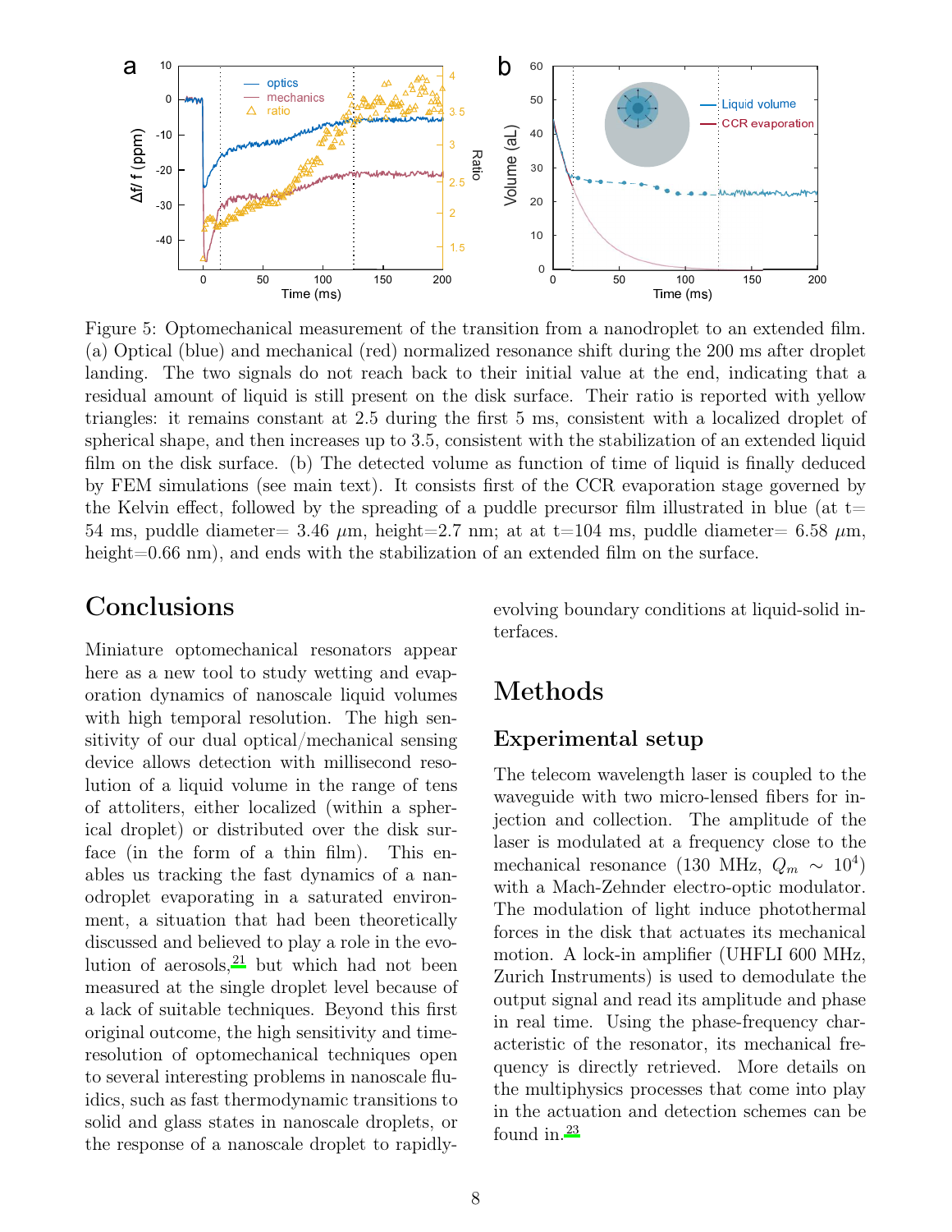Figure 5: Optomechanical measurement of the transition from a nanodroplet to an extended film. (a) Optical (blue) and mechanical (red) normalized resonance shift during the 200 ms after droplet landing. The two signals do not reach back to their initial value at the end, indicating that a residual amount of liquid is still present on the disk surface. Their ratio is reported with yellow triangles: it remains constant at 2.5 during the first 5 ms, consistent with a localized droplet of spherical shape, and then increases up to 3.5, consistent with the stabilization of an extended liquid film on the disk surface. (b) The detected volume as function of time of liquid is finally deduced by FEM simulations (see main text). It consists first of the CCR evaporation stage governed by the Kelvin effect, followed by the spreading of a puddle precursor film illustrated in blue (at t= 54 ms, puddle diameter= 3.46 $\mu$m, height=2.7 nm; at at t=104 ms, puddle diameter= 6.58 $\mu$m, height=0.66 nm), and ends with the stabilization of an extended film on the surface.

# Conclusions

Miniature optomechanical resonators appear here as a new tool to study wetting and evaporation dynamics of nanoscale liquid volumes with high temporal resolution. The high sensitivity of our dual optical/mechanical sensing device allows detection with millisecond resolution of a liquid volume in the range of tens of attoliters, either localized (within a spherical droplet) or distributed over the disk surface (in the form of a thin film). This enables us tracking the fast dynamics of a nanodroplet evaporating in a saturated environment, a situation that had been theoretically discussed and believed to play a role in the evolution of aerosols,[21] but which had not been measured at the single droplet level because of a lack of suitable techniques. Beyond this first original outcome, the high sensitivity and time-resolution of optomechanical techniques open to several interesting problems in nanoscale fluidics, such as fast thermodynamic transitions to solid and glass states in nanoscale droplets, or the response of a nanoscale droplet to rapidly-evolving boundary conditions at liquid-solid interfaces.

# Methods

## Experimental setup

The telecom wavelength laser is coupled to the waveguide with two micro-lensed fibers for injection and collection. The amplitude of the laser is modulated at a frequency close to the mechanical resonance (130 MHz, $Q_m \sim 10^4$) with a Mach-Zehnder electro-optic modulator. The modulation of light induce photothermal forces in the disk that actuates its mechanical motion. A lock-in amplifier (UHFLI 600 MHz, Zurich Instruments) is used to demodulate the output signal and read its amplitude and phase in real time. Using the phase-frequency characteristic of the resonator, its mechanical frequency is directly retrieved. More details on the multiphysics processes that come into play in the actuation and detection schemes can be found in.[23]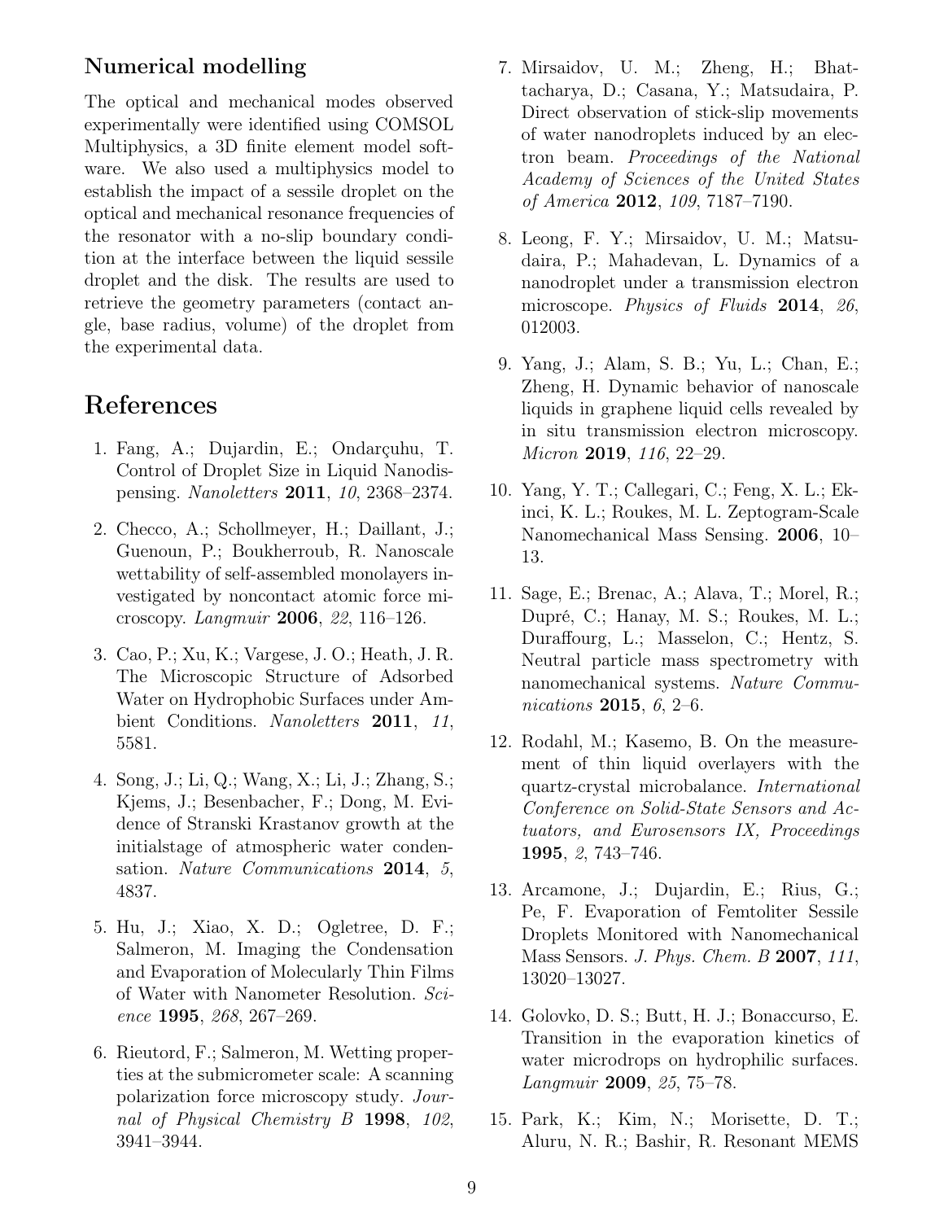## Numerical modelling

The optical and mechanical modes observed experimentally were identified using COMSOL Multiphysics, a 3D finite element model software. We also used a multiphysics model to establish the impact of a sessile droplet on the optical and mechanical resonance frequencies of the resonator with a no-slip boundary condition at the interface between the liquid sessile droplet and the disk. The results are used to retrieve the geometry parameters (contact angle, base radius, volume) of the droplet from the experimental data.

# References

1. Fang, A.; Dujardin, E.; Ondarçuhu, T. Control of Droplet Size in Liquid Nanodispensing. *Nanoletters* **2011**, *10*, 2368–2374.

2. Checco, A.; Schollmeyer, H.; Daillant, J.; Guenoun, P.; Boukherroub, R. Nanoscale wettability of self-assembled monolayers investigated by noncontact atomic force microscopy. *Langmuir* **2006**, *22*, 116–126.

3. Cao, P.; Xu, K.; Vargese, J. O.; Heath, J. R. The Microscopic Structure of Adsorbed Water on Hydrophobic Surfaces under Ambient Conditions. *Nanoletters* **2011**, *11*, 5581.

4. Song, J.; Li, Q.; Wang, X.; Li, J.; Zhang, S.; Kjems, J.; Besenbacher, F.; Dong, M. Evidence of Stranski Krastanov growth at the initialstage of atmospheric water condensation. *Nature Communications* **2014**, *5*, 4837.

5. Hu, J.; Xiao, X. D.; Ogletree, D. F.; Salmeron, M. Imaging the Condensation and Evaporation of Molecularly Thin Films of Water with Nanometer Resolution. *Science* **1995**, *268*, 267–269.

6. Rieutord, F.; Salmeron, M. Wetting properties at the submicrometer scale: A scanning polarization force microscopy study. *Journal of Physical Chemistry B* **1998**, *102*, 3941–3944.

7. Mirsaidov, U. M.; Zheng, H.; Bhattacharya, D.; Casana, Y.; Matsudaira, P. Direct observation of stick-slip movements of water nanodroplets induced by an electron beam. *Proceedings of the National Academy of Sciences of the United States of America* **2012**, *109*, 7187–7190.

8. Leong, F. Y.; Mirsaidov, U. M.; Matsudaira, P.; Mahadevan, L. Dynamics of a nanodroplet under a transmission electron microscope. *Physics of Fluids* **2014**, *26*, 012003.

9. Yang, J.; Alam, S. B.; Yu, L.; Chan, E.; Zheng, H. Dynamic behavior of nanoscale liquids in graphene liquid cells revealed by in situ transmission electron microscopy. *Micron* **2019**, *116*, 22–29.

10. Yang, Y. T.; Callegari, C.; Feng, X. L.; Ekinci, K. L.; Roukes, M. L. Zeptogram-Scale Nanomechanical Mass Sensing. **2006**, 10–13.

11. Sage, E.; Brenac, A.; Alava, T.; Morel, R.; Dupré, C.; Hanay, M. S.; Roukes, M. L.; Duraffourg, L.; Masselon, C.; Hentz, S. Neutral particle mass spectrometry with nanomechanical systems. *Nature Communications* **2015**, *6*, 2–6.

12. Rodahl, M.; Kasemo, B. On the measurement of thin liquid overlayers with the quartz-crystal microbalance. *International Conference on Solid-State Sensors and Actuators, and Eurosensors IX, Proceedings* **1995**, *2*, 743–746.

13. Arcamone, J.; Dujardin, E.; Rius, G.; Pe, F. Evaporation of Femtoliter Sessile Droplets Monitored with Nanomechanical Mass Sensors. *J. Phys. Chem. B* **2007**, *111*, 13020–13027.

14. Golovko, D. S.; Butt, H. J.; Bonaccurso, E. Transition in the evaporation kinetics of water microdrops on hydrophilic surfaces. *Langmuir* **2009**, *25*, 75–78.

15. Park, K.; Kim, N.; Morisette, D. T.; Aluru, N. R.; Bashir, R. Resonant MEMS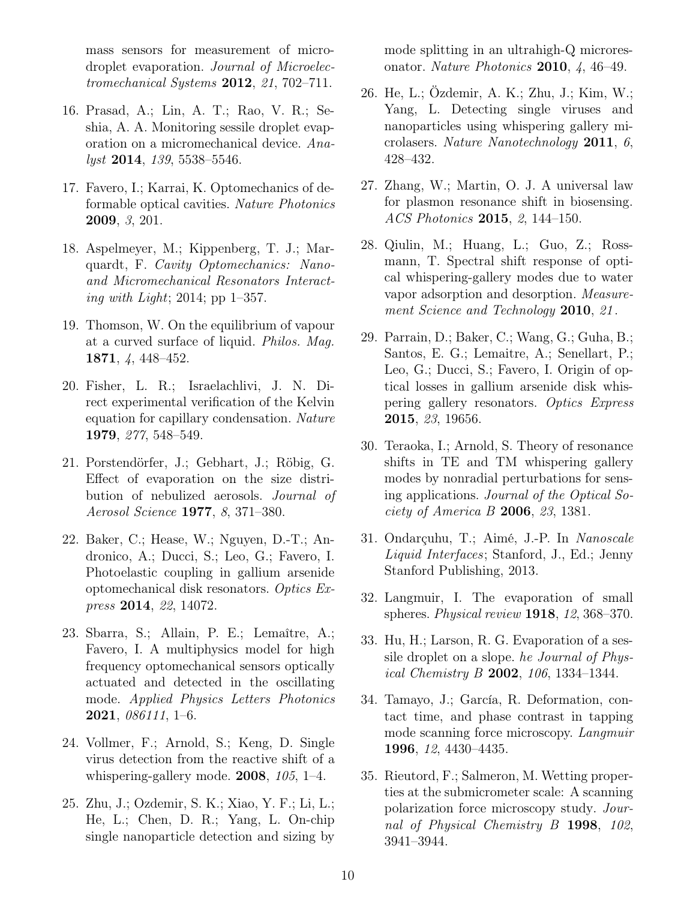mass sensors for measurement of microdroplet evaporation. *Journal of Microelectromechanical Systems* **2012**, *21*, 702–711.

16. Prasad, A.; Lin, A. T.; Rao, V. R.; Seshia, A. A. Monitoring sessile droplet evaporation on a micromechanical device. *Analyst* **2014**, *139*, 5538–5546.

17. Favero, I.; Karrai, K. Optomechanics of deformable optical cavities. *Nature Photonics* **2009**, *3*, 201.

18. Aspelmeyer, M.; Kippenberg, T. J.; Marquardt, F. *Cavity Optomechanics: Nano- and Micromechanical Resonators Interacting with Light*; 2014; pp 1–357.

19. Thomson, W. On the equilibrium of vapour at a curved surface of liquid. *Philos. Mag.* **1871**, *4*, 448–452.

20. Fisher, L. R.; Israelachlivi, J. N. Direct experimental verification of the Kelvin equation for capillary condensation. *Nature* **1979**, *277*, 548–549.

21. Porstendörfer, J.; Gebhart, J.; Röbig, G. Effect of evaporation on the size distribution of nebulized aerosols. *Journal of Aerosol Science* **1977**, *8*, 371–380.

22. Baker, C.; Hease, W.; Nguyen, D.-T.; Andronico, A.; Ducci, S.; Leo, G.; Favero, I. Photoelastic coupling in gallium arsenide optomechanical disk resonators. *Optics Express* **2014**, *22*, 14072.

23. Sbarra, S.; Allain, P. E.; Lemaître, A.; Favero, I. A multiphysics model for high frequency optomechanical sensors optically actuated and detected in the oscillating mode. *Applied Physics Letters Photonics* **2021**, *086111*, 1–6.

24. Vollmer, F.; Arnold, S.; Keng, D. Single virus detection from the reactive shift of a whispering-gallery mode. **2008**, *105*, 1–4.

25. Zhu, J.; Ozdemir, S. K.; Xiao, Y. F.; Li, L.; He, L.; Chen, D. R.; Yang, L. On-chip single nanoparticle detection and sizing by mode splitting in an ultrahigh-Q microresonator. *Nature Photonics* **2010**, *4*, 46–49.

26. He, L.; Özdemir, A. K.; Zhu, J.; Kim, W.; Yang, L. Detecting single viruses and nanoparticles using whispering gallery microlasers. *Nature Nanotechnology* **2011**, *6*, 428–432.

27. Zhang, W.; Martin, O. J. A universal law for plasmon resonance shift in biosensing. *ACS Photonics* **2015**, *2*, 144–150.

28. Qiulin, M.; Huang, L.; Guo, Z.; Rossmann, T. Spectral shift response of optical whispering-gallery modes due to water vapor adsorption and desorption. *Measurement Science and Technology* **2010**, *21*.

29. Parrain, D.; Baker, C.; Wang, G.; Guha, B.; Santos, E. G.; Lemaitre, A.; Senellart, P.; Leo, G.; Ducci, S.; Favero, I. Origin of optical losses in gallium arsenide disk whispering gallery resonators. *Optics Express* **2015**, *23*, 19656.

30. Teraoka, I.; Arnold, S. Theory of resonance shifts in TE and TM whispering gallery modes by nonradial perturbations for sensing applications. *Journal of the Optical Society of America B* **2006**, *23*, 1381.

31. Ondarçuhu, T.; Aimé, J.-P. In *Nanoscale Liquid Interfaces*; Stanford, J., Ed.; Jenny Stanford Publishing, 2013.

32. Langmuir, I. The evaporation of small spheres. *Physical review* **1918**, *12*, 368–370.

33. Hu, H.; Larson, R. G. Evaporation of a sessile droplet on a slope. *he Journal of Physical Chemistry B* **2002**, *106*, 1334–1344.

34. Tamayo, J.; García, R. Deformation, contact time, and phase contrast in tapping mode scanning force microscopy. *Langmuir* **1996**, *12*, 4430–4435.

35. Rieutord, F.; Salmeron, M. Wetting properties at the submicrometer scale: A scanning polarization force microscopy study. *Journal of Physical Chemistry B* **1998**, *102*, 3941–3944.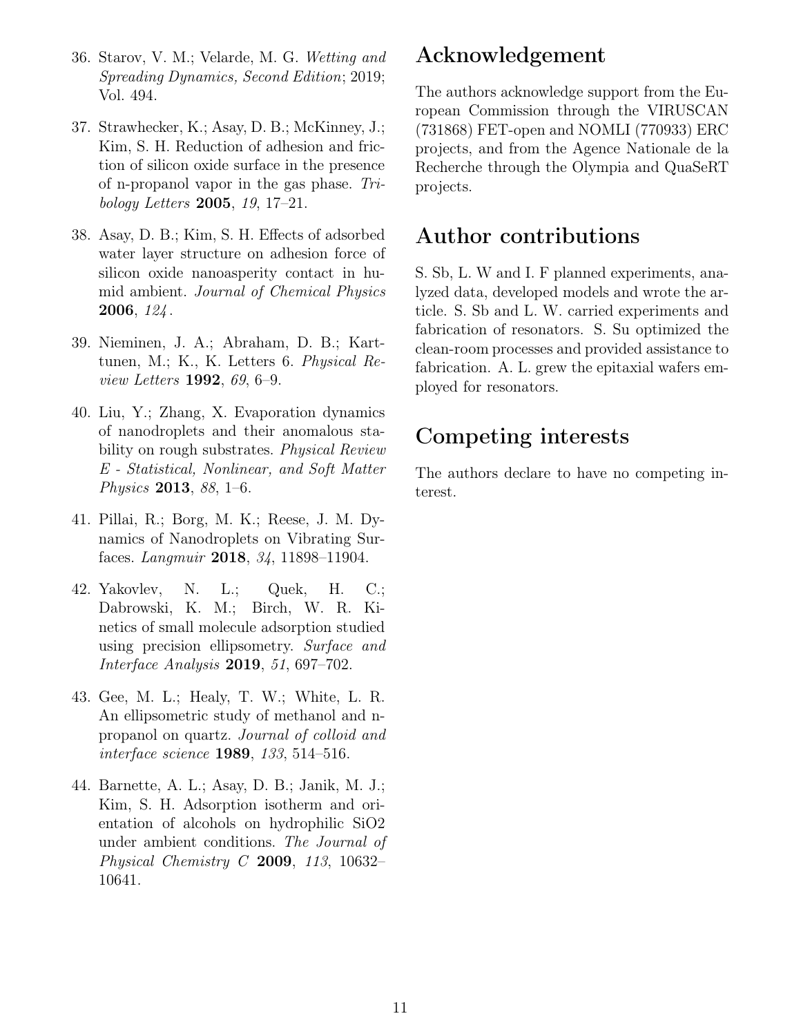36. Starov, V. M.; Velarde, M. G. *Wetting and Spreading Dynamics, Second Edition*; 2019; Vol. 494.

37. Strawhecker, K.; Asay, D. B.; McKinney, J.; Kim, S. H. Reduction of adhesion and friction of silicon oxide surface in the presence of n-propanol vapor in the gas phase. *Tribology Letters* **2005**, *19*, 17–21.

38. Asay, D. B.; Kim, S. H. Effects of adsorbed water layer structure on adhesion force of silicon oxide nanoasperity contact in humid ambient. *Journal of Chemical Physics* **2006**, *124*.

39. Nieminen, J. A.; Abraham, D. B.; Karttunen, M.; K., K. Letters 6. *Physical Review Letters* **1992**, *69*, 6–9.

40. Liu, Y.; Zhang, X. Evaporation dynamics of nanodroplets and their anomalous stability on rough substrates. *Physical Review E - Statistical, Nonlinear, and Soft Matter Physics* **2013**, *88*, 1–6.

41. Pillai, R.; Borg, M. K.; Reese, J. M. Dynamics of Nanodroplets on Vibrating Surfaces. *Langmuir* **2018**, *34*, 11898–11904.

42. Yakovlev, N. L.; Quek, H. C.; Dabrowski, K. M.; Birch, W. R. Kinetics of small molecule adsorption studied using precision ellipsometry. *Surface and Interface Analysis* **2019**, *51*, 697–702.

43. Gee, M. L.; Healy, T. W.; White, L. R. An ellipsometric study of methanol and n-propanol on quartz. *Journal of colloid and interface science* **1989**, *133*, 514–516.

44. Barnette, A. L.; Asay, D. B.; Janik, M. J.; Kim, S. H. Adsorption isotherm and orientation of alcohols on hydrophilic SiO2 under ambient conditions. *The Journal of Physical Chemistry C* **2009**, *113*, 10632–10641.

## Acknowledgement

The authors acknowledge support from the European Commission through the VIRUSCAN (731868) FET-open and NOMLI (770933) ERC projects, and from the Agence Nationale de la Recherche through the Olympia and QuaSeRT projects.

## Author contributions

S. Sb, L. W and I. F planned experiments, analyzed data, developed models and wrote the article. S. Sb and L. W. carried experiments and fabrication of resonators. S. Su optimized the clean-room processes and provided assistance to fabrication. A. L. grew the epitaxial wafers employed for resonators.

## Competing interests

The authors declare to have no competing interest.